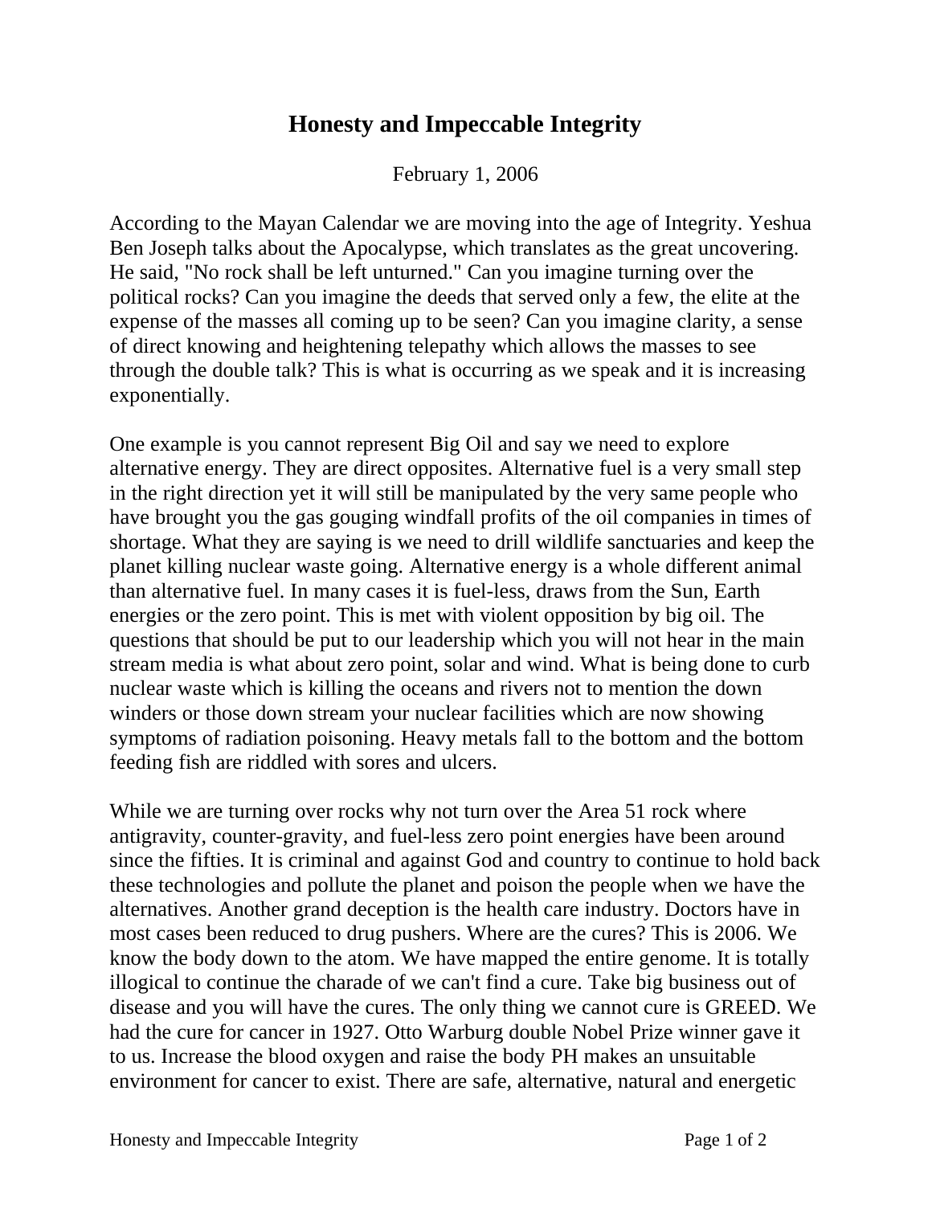# Honesty and Impeccable Integrity

February 1, 2006

According to the Mayan Calendar we are moving into the age of Integrity. Yeshua Ben Joseph talks about the Apocalypse, which translates as the great uncovering. He said, "No rock shall be left unturned." Can you imagine turning over the political rocks? Can you imagine the deeds that served only a few, the elite at the expense of the masses all coming up to be seen? Can you imagine clarity, a sense of direct knowing and heightening telepathy which allows the masses to see through the double talk? This is what is occurring as we speak and it is increasing exponentially.

One example is you cannot represent Big Oil and say we need to explore alternative energy. They are direct opposites. Alternative fuel is a very small step in the right direction yet it will still be manipulated by the very same people who have brought you the gas gouging windfall profits of the oil companies in times of shortage. What they are saying is we need to drill wildlife sanctuaries and keep the planet killing nuclear waste going. Alternative energy is a whole different animal than alternative fuel. In many cases it is fuel-less, draws from the Sun, Earth energies or the zero point. This is met with violent opposition by big oil. The questions that should be put to our leadership which you will not hear in the main stream media is what about zero point, solar and wind. What is being done to curb nuclear waste which is killing the oceans and rivers not to mention the down winders or those down stream your nuclear facilities which are now showing symptoms of radiation poisoning. Heavy metals fall to the bottom and the bottom feeding fish are riddled with sores and ulcers.

While we are turning over rocks why not turn over the Area 51 rock where antigravity, counter-gravity, and fuel-less zero point energies have been around since the fifties. It is criminal and against God and country to continue to hold back these technologies and pollute the planet and poison the people when we have the alternatives. Another grand deception is the health care industry. Doctors have in most cases been reduced to drug pushers. Where are the cures? This is 2006. We know the body down to the atom. We have mapped the entire genome. It is totally illogical to continue the charade of we can't find a cure. Take big business out of disease and you will have the cures. The only thing we cannot cure is GREED. We had the cure for cancer in 1927. Otto Warburg double Nobel Prize winner gave it to us. Increase the blood oxygen and raise the body PH makes an unsuitable environment for cancer to exist. There are safe, alternative, natural and energetic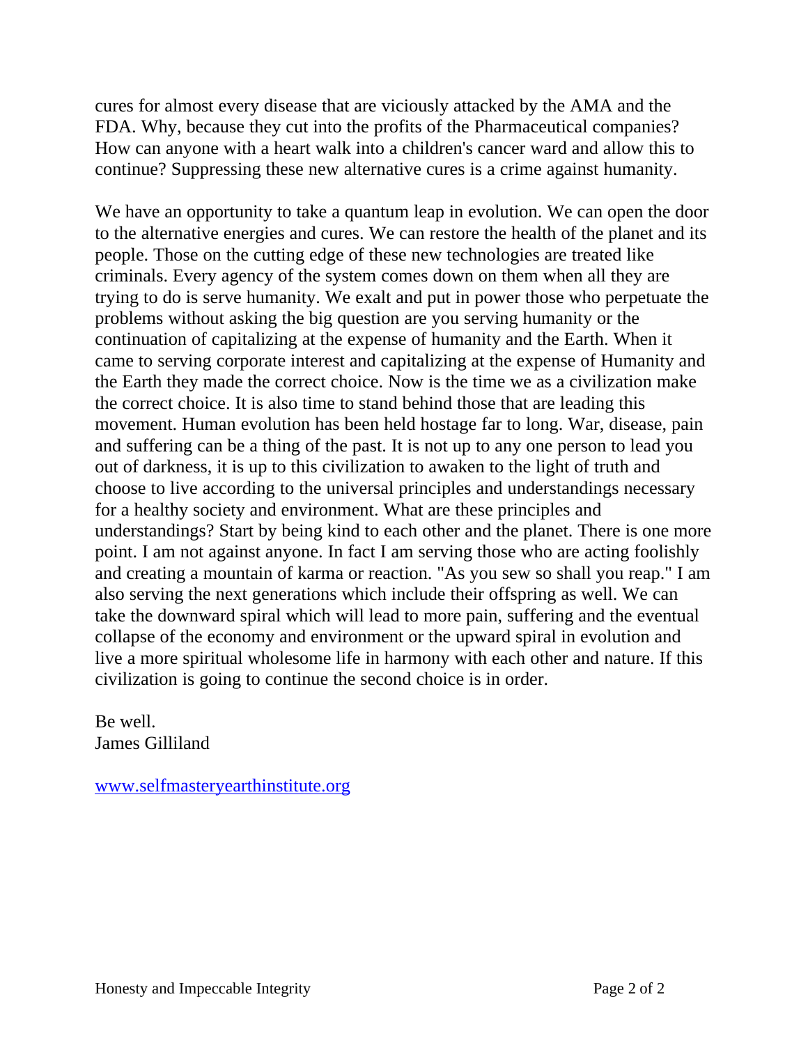cures for almost every disease that are viciously attacked by the AMA and the FDA. Why, because they cut into the profits of the Pharmaceutical companies? How can anyone with a heart walk into a children's cancer ward and allow this to continue? Suppressing these new alternative cures is a crime against humanity.

We have an opportunity to take a quantum leap in evolution. We can open the door to the alternative energies and cures. We can restore the health of the planet and its people. Those on the cutting edge of these new technologies are treated like criminals. Every agency of the system comes down on them when all they are trying to do is serve humanity. We exalt and put in power those who perpetuate the problems without asking the big question are you serving humanity or the continuation of capitalizing at the expense of humanity and the Earth. When it came to serving corporate interest and capitalizing at the expense of Humanity and the Earth they made the correct choice. Now is the time we as a civilization make the correct choice. It is also time to stand behind those that are leading this movement. Human evolution has been held hostage far to long. War, disease, pain and suffering can be a thing of the past. It is not up to any one person to lead you out of darkness, it is up to this civilization to awaken to the light of truth and choose to live according to the universal principles and understandings necessary for a healthy society and environment. What are these principles and understandings? Start by being kind to each other and the planet. There is one more point. I am not against anyone. In fact I am serving those who are acting foolishly and creating a mountain of karma or reaction. "As you sew so shall you reap." I am also serving the next generations which include their offspring as well. We can take the downward spiral which will lead to more pain, suffering and the eventual collapse of the economy and environment or the upward spiral in evolution and live a more spiritual wholesome life in harmony with each other and nature. If this civilization is going to continue the second choice is in order.

Be well.
James Gilliland

www.selfmasteryearthinstitute.org